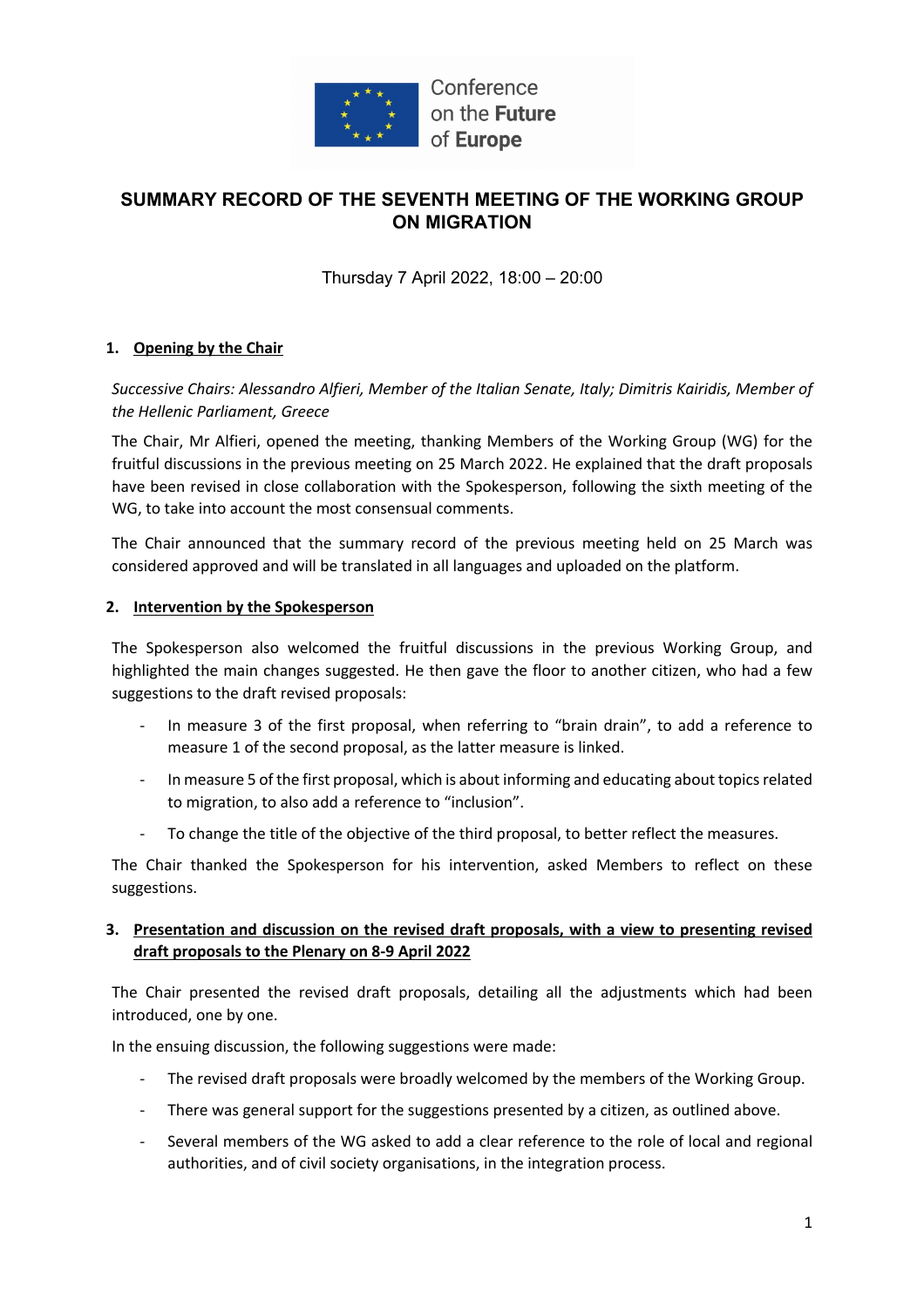Conference on the Future of Europe

# SUMMARY RECORD OF THE SEVENTH MEETING OF THE WORKING GROUP ON MIGRATION

Thursday 7 April 2022, 18:00 – 20:00

## 1. Opening by the Chair

*Successive Chairs: Alessandro Alfieri, Member of the Italian Senate, Italy; Dimitris Kairidis, Member of the Hellenic Parliament, Greece*

The Chair, Mr Alfieri, opened the meeting, thanking Members of the Working Group (WG) for the fruitful discussions in the previous meeting on 25 March 2022. He explained that the draft proposals have been revised in close collaboration with the Spokesperson, following the sixth meeting of the WG, to take into account the most consensual comments.

The Chair announced that the summary record of the previous meeting held on 25 March was considered approved and will be translated in all languages and uploaded on the platform.

## 2. Intervention by the Spokesperson

The Spokesperson also welcomed the fruitful discussions in the previous Working Group, and highlighted the main changes suggested. He then gave the floor to another citizen, who had a few suggestions to the draft revised proposals:

- In measure 3 of the first proposal, when referring to "brain drain", to add a reference to measure 1 of the second proposal, as the latter measure is linked.
- In measure 5 of the first proposal, which is about informing and educating about topics related to migration, to also add a reference to "inclusion".
- To change the title of the objective of the third proposal, to better reflect the measures.

The Chair thanked the Spokesperson for his intervention, asked Members to reflect on these suggestions.

## 3. Presentation and discussion on the revised draft proposals, with a view to presenting revised draft proposals to the Plenary on 8-9 April 2022

The Chair presented the revised draft proposals, detailing all the adjustments which had been introduced, one by one.

In the ensuing discussion, the following suggestions were made:

- The revised draft proposals were broadly welcomed by the members of the Working Group.
- There was general support for the suggestions presented by a citizen, as outlined above.
- Several members of the WG asked to add a clear reference to the role of local and regional authorities, and of civil society organisations, in the integration process.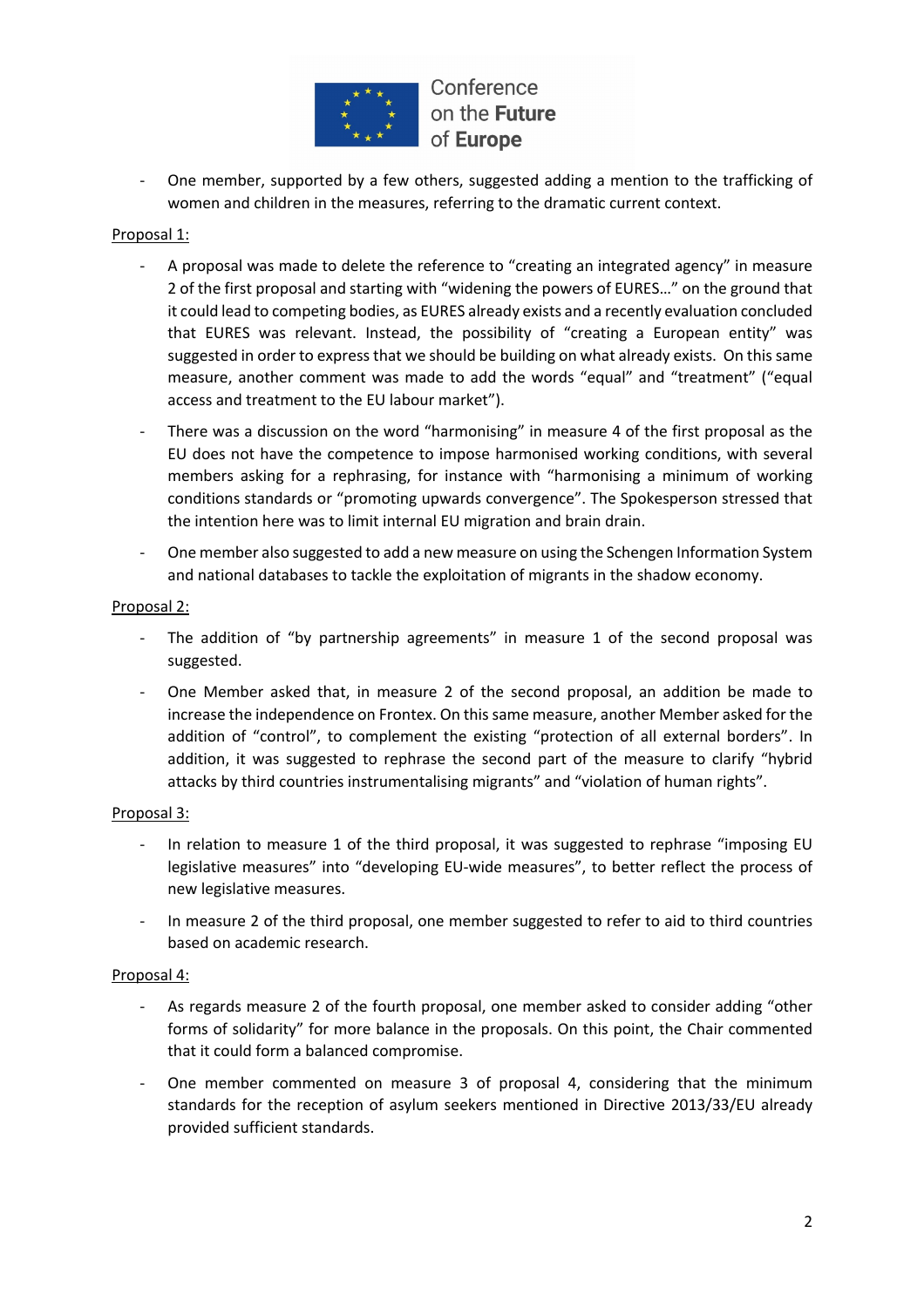- One member, supported by a few others, suggested adding a mention to the trafficking of women and children in the measures, referring to the dramatic current context.

Proposal 1:

- A proposal was made to delete the reference to "creating an integrated agency" in measure 2 of the first proposal and starting with "widening the powers of EURES…" on the ground that it could lead to competing bodies, as EURES already exists and a recently evaluation concluded that EURES was relevant. Instead, the possibility of "creating a European entity" was suggested in order to express that we should be building on what already exists. On this same measure, another comment was made to add the words "equal" and "treatment" ("equal access and treatment to the EU labour market").
- There was a discussion on the word "harmonising" in measure 4 of the first proposal as the EU does not have the competence to impose harmonised working conditions, with several members asking for a rephrasing, for instance with "harmonising a minimum of working conditions standards or "promoting upwards convergence". The Spokesperson stressed that the intention here was to limit internal EU migration and brain drain.
- One member also suggested to add a new measure on using the Schengen Information System and national databases to tackle the exploitation of migrants in the shadow economy.

Proposal 2:

- The addition of "by partnership agreements" in measure 1 of the second proposal was suggested.
- One Member asked that, in measure 2 of the second proposal, an addition be made to increase the independence on Frontex. On this same measure, another Member asked for the addition of "control", to complement the existing "protection of all external borders". In addition, it was suggested to rephrase the second part of the measure to clarify "hybrid attacks by third countries instrumentalising migrants" and "violation of human rights".

Proposal 3:

- In relation to measure 1 of the third proposal, it was suggested to rephrase "imposing EU legislative measures" into "developing EU-wide measures", to better reflect the process of new legislative measures.
- In measure 2 of the third proposal, one member suggested to refer to aid to third countries based on academic research.

Proposal 4:

- As regards measure 2 of the fourth proposal, one member asked to consider adding "other forms of solidarity" for more balance in the proposals. On this point, the Chair commented that it could form a balanced compromise.
- One member commented on measure 3 of proposal 4, considering that the minimum standards for the reception of asylum seekers mentioned in Directive 2013/33/EU already provided sufficient standards.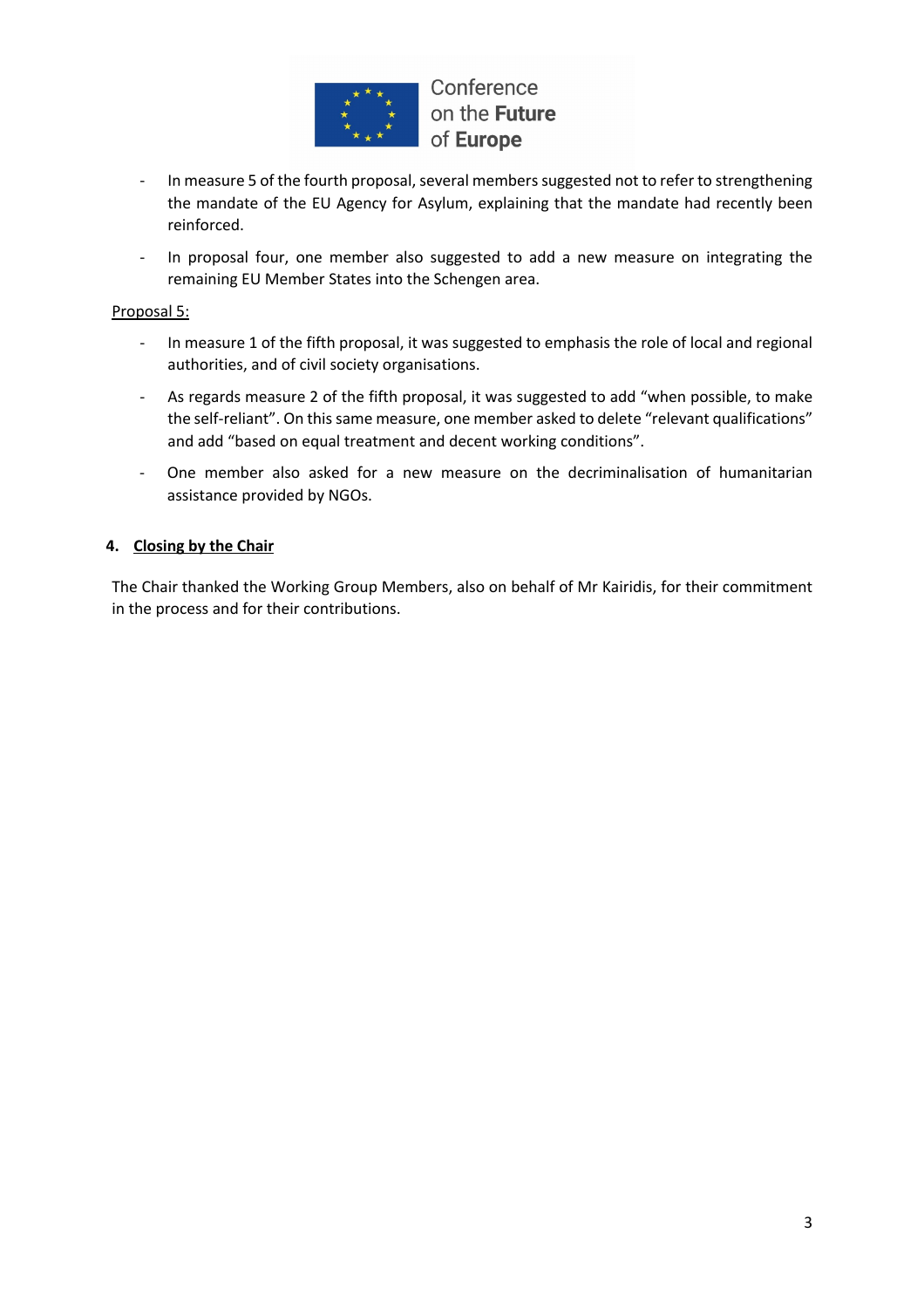- In measure 5 of the fourth proposal, several members suggested not to refer to strengthening the mandate of the EU Agency for Asylum, explaining that the mandate had recently been reinforced.
- In proposal four, one member also suggested to add a new measure on integrating the remaining EU Member States into the Schengen area.

Proposal 5:

- In measure 1 of the fifth proposal, it was suggested to emphasis the role of local and regional authorities, and of civil society organisations.
- As regards measure 2 of the fifth proposal, it was suggested to add "when possible, to make the self-reliant". On this same measure, one member asked to delete "relevant qualifications" and add "based on equal treatment and decent working conditions".
- One member also asked for a new measure on the decriminalisation of humanitarian assistance provided by NGOs.

## 4. Closing by the Chair

The Chair thanked the Working Group Members, also on behalf of Mr Kairidis, for their commitment in the process and for their contributions.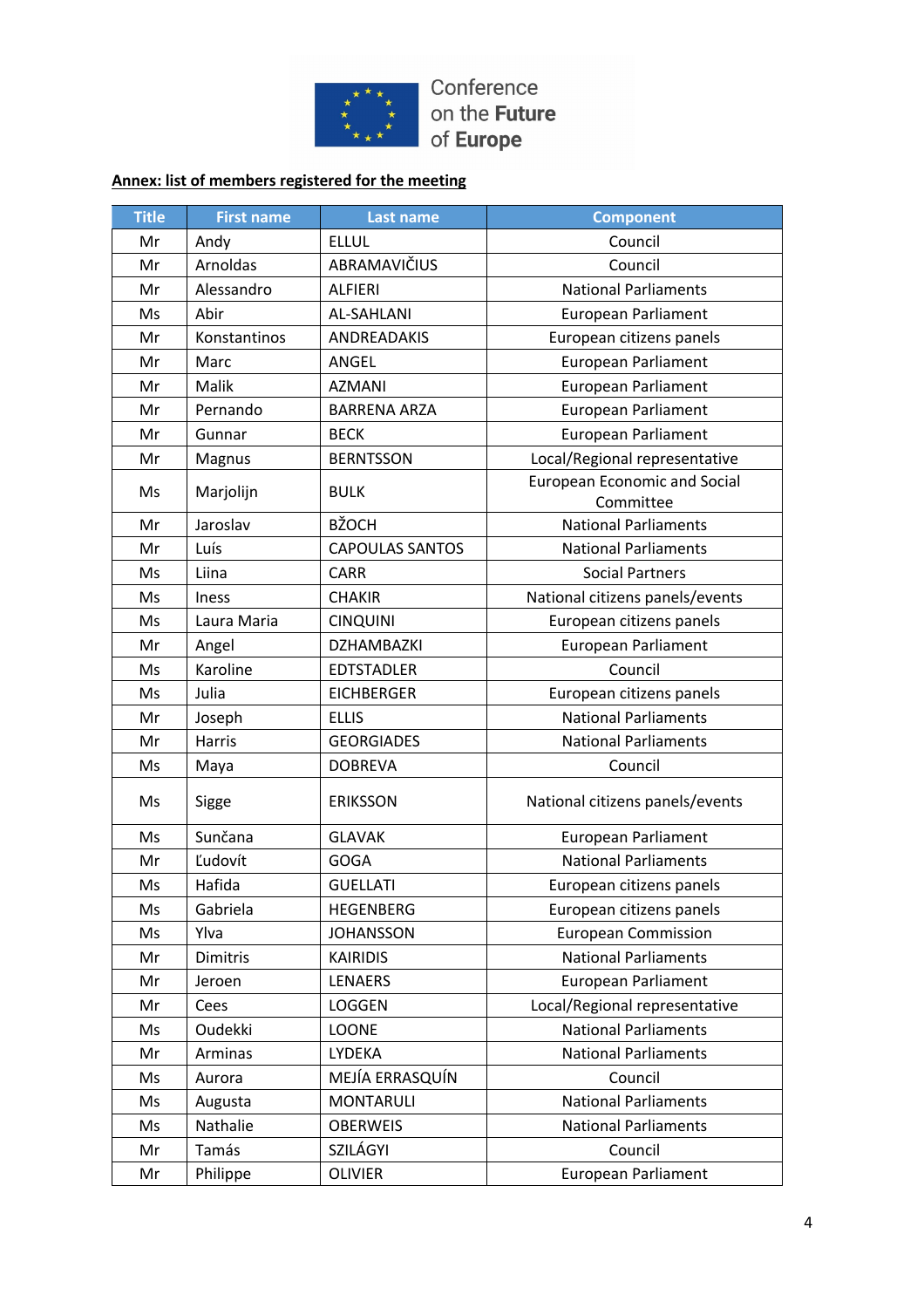Conference on the Future of Europe

**Annex: list of members registered for the meeting**

| Title | First name | Last name | Component |
|---|---|---|---|
| Mr | Andy | ELLUL | Council |
| Mr | Arnoldas | ABRAMAVIČIUS | Council |
| Mr | Alessandro | ALFIERI | National Parliaments |
| Ms | Abir | AL-SAHLANI | European Parliament |
| Mr | Konstantinos | ANDREADAKIS | European citizens panels |
| Mr | Marc | ANGEL | European Parliament |
| Mr | Malik | AZMANI | European Parliament |
| Mr | Pernando | BARRENA ARZA | European Parliament |
| Mr | Gunnar | BECK | European Parliament |
| Mr | Magnus | BERNTSSON | Local/Regional representative |
| Ms | Marjolijn | BULK | European Economic and Social Committee |
| Mr | Jaroslav | BŽOCH | National Parliaments |
| Mr | Luís | CAPOULAS SANTOS | National Parliaments |
| Ms | Liina | CARR | Social Partners |
| Ms | Iness | CHAKIR | National citizens panels/events |
| Ms | Laura Maria | CINQUINI | European citizens panels |
| Mr | Angel | DZHAMBAZKI | European Parliament |
| Ms | Karoline | EDTSTADLER | Council |
| Ms | Julia | EICHBERGER | European citizens panels |
| Mr | Joseph | ELLIS | National Parliaments |
| Mr | Harris | GEORGIADES | National Parliaments |
| Ms | Maya | DOBREVA | Council |
| Ms | Sigge | ERIKSSON | National citizens panels/events |
| Ms | Sunčana | GLAVAK | European Parliament |
| Mr | Ľudovít | GOGA | National Parliaments |
| Ms | Hafida | GUELLATI | European citizens panels |
| Ms | Gabriela | HEGENBERG | European citizens panels |
| Ms | Ylva | JOHANSSON | European Commission |
| Mr | Dimitris | KAIRIDIS | National Parliaments |
| Mr | Jeroen | LENAERS | European Parliament |
| Mr | Cees | LOGGEN | Local/Regional representative |
| Ms | Oudekki | LOONE | National Parliaments |
| Mr | Arminas | LYDEKA | National Parliaments |
| Ms | Aurora | MEJÍA ERRASQUÍN | Council |
| Ms | Augusta | MONTARULI | National Parliaments |
| Ms | Nathalie | OBERWEIS | National Parliaments |
| Mr | Tamás | SZILÁGYI | Council |
| Mr | Philippe | OLIVIER | European Parliament |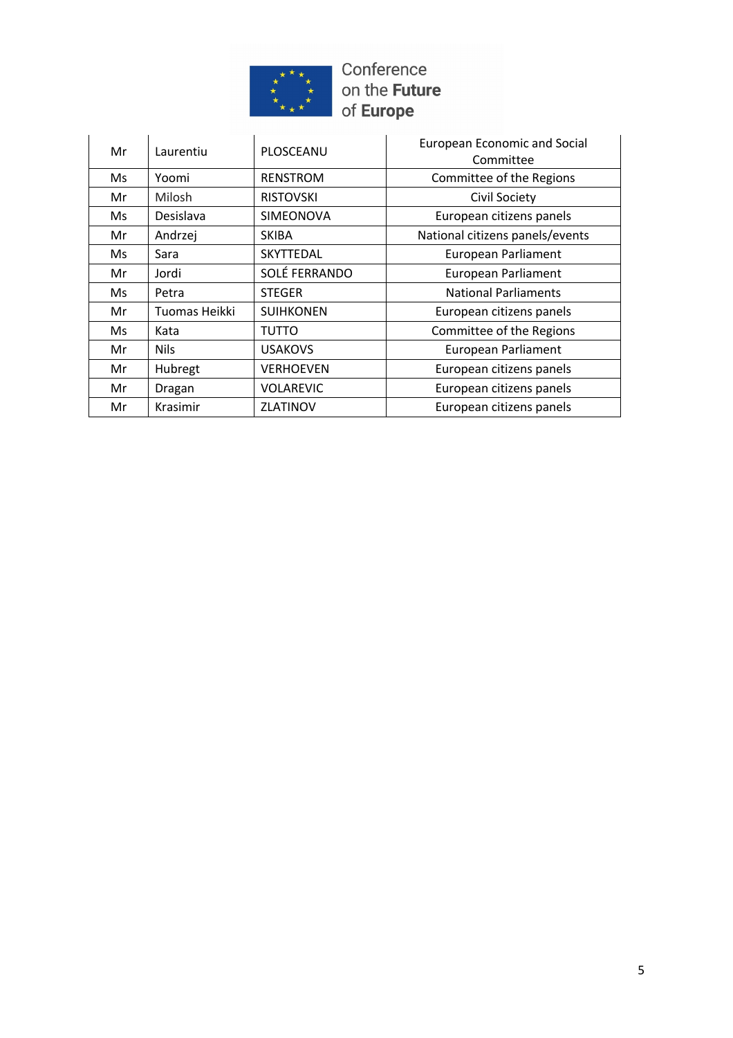| | | | |
|---|---|---|---|
| Mr | Laurentiu | PLOSCEANU | European Economic and Social Committee |
| Ms | Yoomi | RENSTROM | Committee of the Regions |
| Mr | Milosh | RISTOVSKI | Civil Society |
| Ms | Desislava | SIMEONOVA | European citizens panels |
| Mr | Andrzej | SKIBA | National citizens panels/events |
| Ms | Sara | SKYTTEDAL | European Parliament |
| Mr | Jordi | SOLÉ FERRANDO | European Parliament |
| Ms | Petra | STEGER | National Parliaments |
| Mr | Tuomas Heikki | SUIHKONEN | European citizens panels |
| Ms | Kata | TUTTO | Committee of the Regions |
| Mr | Nils | USAKOVS | European Parliament |
| Mr | Hubregt | VERHOEVEN | European citizens panels |
| Mr | Dragan | VOLAREVIC | European citizens panels |
| Mr | Krasimir | ZLATINOV | European citizens panels |